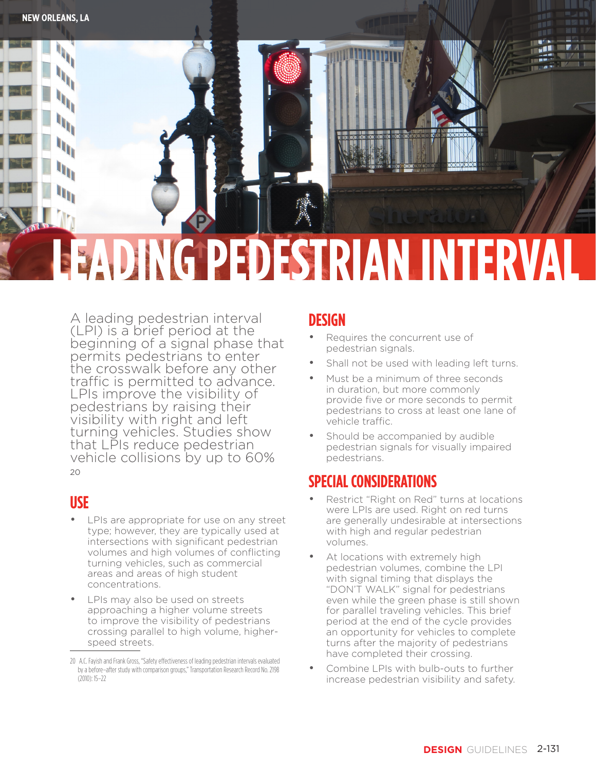NEW ORLEANS, LA

# LEADING PEDESTRIAN INTERVAL

A leading pedestrian interval (LPI) is a brief period at the beginning of a signal phase that permits pedestrians to enter the crosswalk before any other traffic is permitted to advance. LPIs improve the visibility of pedestrians by raising their visibility with right and left turning vehicles. Studies show that LPIs reduce pedestrian vehicle collisions by up to 60% [20]

## USE

- LPIs are appropriate for use on any street type; however, they are typically used at intersections with significant pedestrian volumes and high volumes of conflicting turning vehicles, such as commercial areas and areas of high student concentrations.
- LPIs may also be used on streets approaching a higher volume streets to improve the visibility of pedestrians crossing parallel to high volume, higher-speed streets.

## DESIGN

- Requires the concurrent use of pedestrian signals.
- Shall not be used with leading left turns.
- Must be a minimum of three seconds in duration, but more commonly provide five or more seconds to permit pedestrians to cross at least one lane of vehicle traffic.
- Should be accompanied by audible pedestrian signals for visually impaired pedestrians.

## SPECIAL CONSIDERATIONS

- Restrict "Right on Red" turns at locations were LPIs are used. Right on red turns are generally undesirable at intersections with high and regular pedestrian volumes.
- At locations with extremely high pedestrian volumes, combine the LPI with signal timing that displays the "DON'T WALK" signal for pedestrians even while the green phase is still shown for parallel traveling vehicles. This brief period at the end of the cycle provides an opportunity for vehicles to complete turns after the majority of pedestrians have completed their crossing.
- Combine LPIs with bulb-outs to further increase pedestrian visibility and safety.

---

20 A.C. Fayish and Frank Gross, "Safety effectiveness of leading pedestrian intervals evaluated by a before–after study with comparison groups," Transportation Research Record No. 2198 (2010): 15–22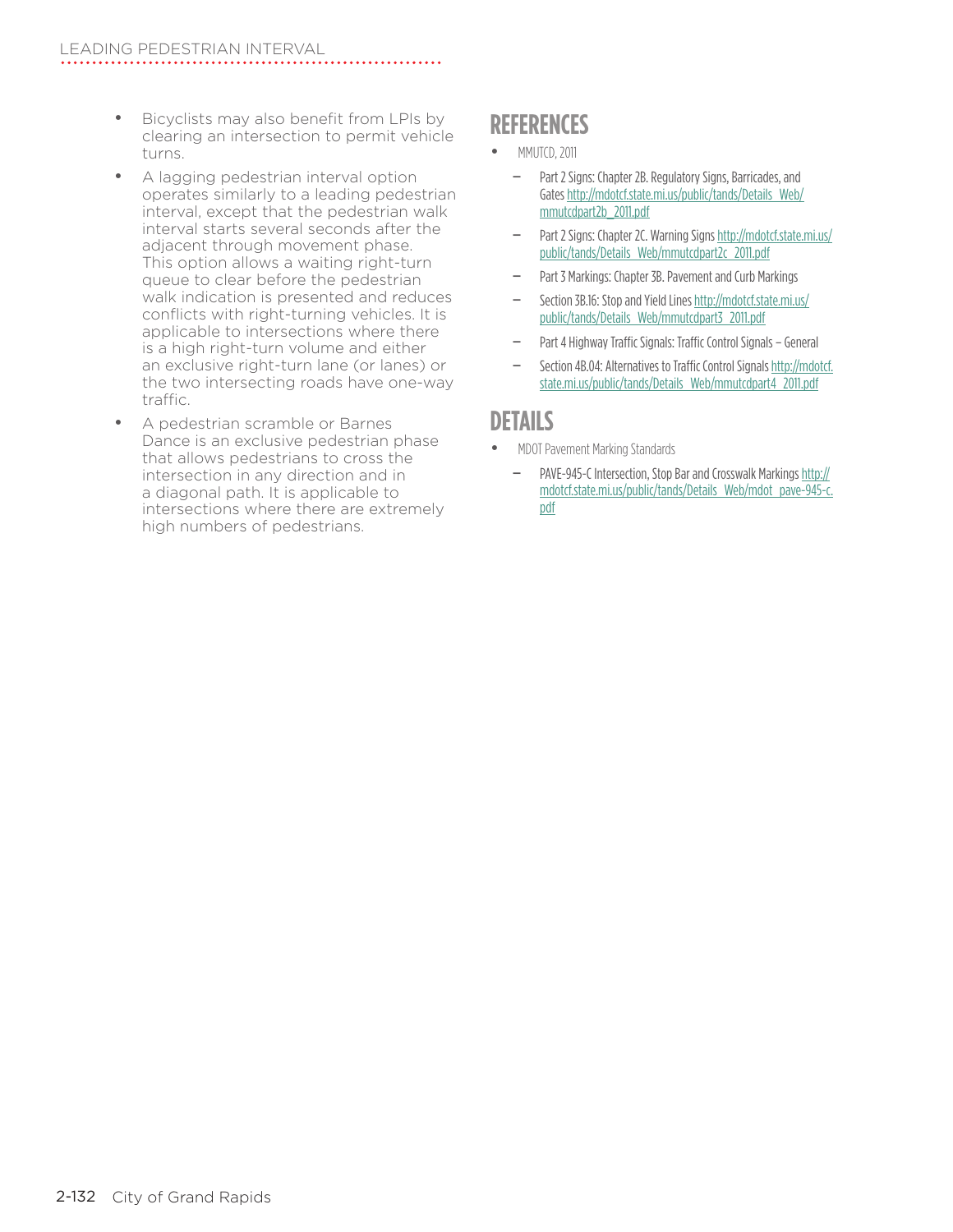- Bicyclists may also benefit from LPIs by clearing an intersection to permit vehicle turns.
- A lagging pedestrian interval option operates similarly to a leading pedestrian interval, except that the pedestrian walk interval starts several seconds after the adjacent through movement phase. This option allows a waiting right-turn queue to clear before the pedestrian walk indication is presented and reduces conflicts with right-turning vehicles. It is applicable to intersections where there is a high right-turn volume and either an exclusive right-turn lane (or lanes) or the two intersecting roads have one-way traffic.
- A pedestrian scramble or Barnes Dance is an exclusive pedestrian phase that allows pedestrians to cross the intersection in any direction and in a diagonal path. It is applicable to intersections where there are extremely high numbers of pedestrians.

## REFERENCES

- MMUTCD, 2011
  - Part 2 Signs: Chapter 2B. Regulatory Signs, Barricades, and Gates http://mdotcf.state.mi.us/public/tands/Details_Web/mmutcdpart2b_2011.pdf
  - Part 2 Signs: Chapter 2C. Warning Signs http://mdotcf.state.mi.us/public/tands/Details_Web/mmutcdpart2c_2011.pdf
  - Part 3 Markings: Chapter 3B. Pavement and Curb Markings
  - Section 3B.16: Stop and Yield Lines http://mdotcf.state.mi.us/public/tands/Details_Web/mmutcdpart3_2011.pdf
  - Part 4 Highway Traffic Signals: Traffic Control Signals – General
  - Section 4B.04: Alternatives to Traffic Control Signals http://mdotcf.state.mi.us/public/tands/Details_Web/mmutcdpart4_2011.pdf

## DETAILS

- MDOT Pavement Marking Standards
  - PAVE-945-C Intersection, Stop Bar and Crosswalk Markings http://mdotcf.state.mi.us/public/tands/Details_Web/mdot_pave-945-c.pdf